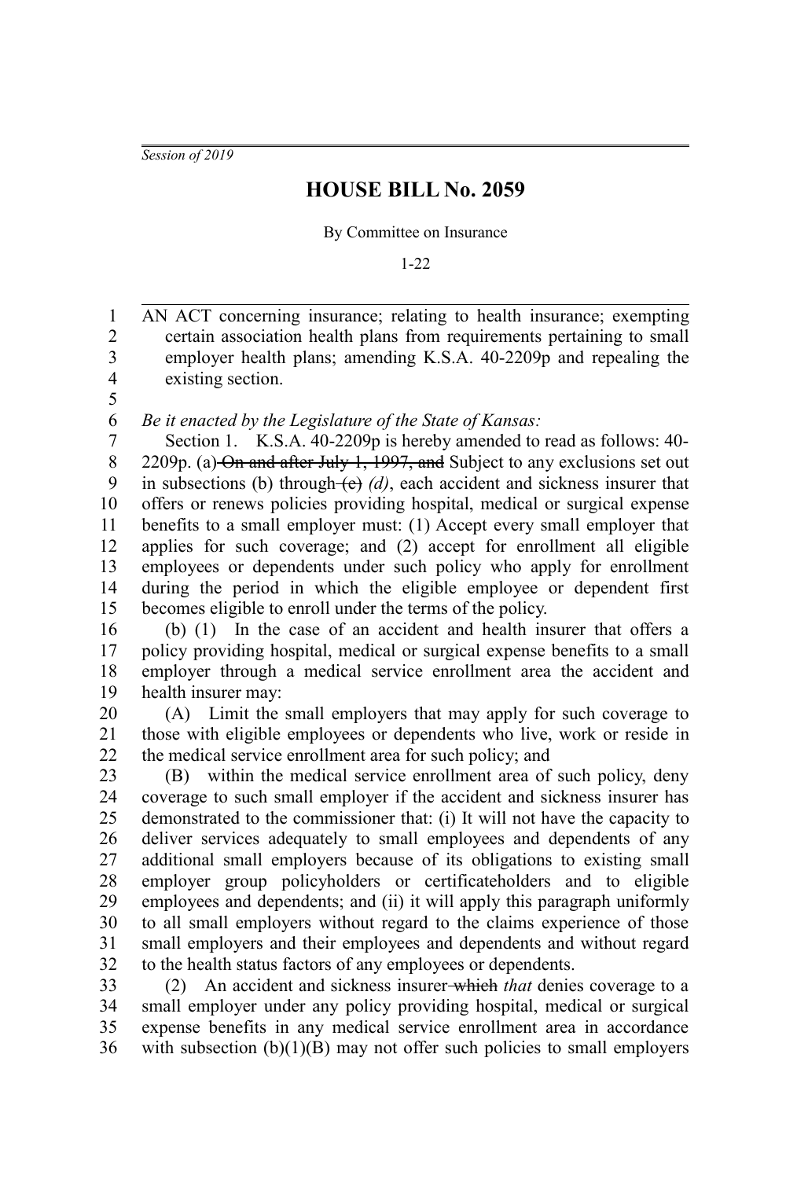*Session of 2019*

# HOUSE BILL No. 2059

By Committee on Insurance

1-22

AN ACT concerning insurance; relating to health insurance; exempting certain association health plans from requirements pertaining to small employer health plans; amending K.S.A. 40-2209p and repealing the existing section.

*Be it enacted by the Legislature of the State of Kansas:*

Section 1. K.S.A. 40-2209p is hereby amended to read as follows: 40-2209p. (a) ~~On and after July 1, 1997, and~~ Subject to any exclusions set out in subsections (b) through ~~(c)~~ *(d)*, each accident and sickness insurer that offers or renews policies providing hospital, medical or surgical expense benefits to a small employer must: (1) Accept every small employer that applies for such coverage; and (2) accept for enrollment all eligible employees or dependents under such policy who apply for enrollment during the period in which the eligible employee or dependent first becomes eligible to enroll under the terms of the policy.

(b) (1) In the case of an accident and health insurer that offers a policy providing hospital, medical or surgical expense benefits to a small employer through a medical service enrollment area the accident and health insurer may:

(A) Limit the small employers that may apply for such coverage to those with eligible employees or dependents who live, work or reside in the medical service enrollment area for such policy; and

(B) within the medical service enrollment area of such policy, deny coverage to such small employer if the accident and sickness insurer has demonstrated to the commissioner that: (i) It will not have the capacity to deliver services adequately to small employees and dependents of any additional small employers because of its obligations to existing small employer group policyholders or certificateholders and to eligible employees and dependents; and (ii) it will apply this paragraph uniformly to all small employers without regard to the claims experience of those small employers and their employees and dependents and without regard to the health status factors of any employees or dependents.

(2) An accident and sickness insurer ~~which~~ *that* denies coverage to a small employer under any policy providing hospital, medical or surgical expense benefits in any medical service enrollment area in accordance with subsection (b)(1)(B) may not offer such policies to small employers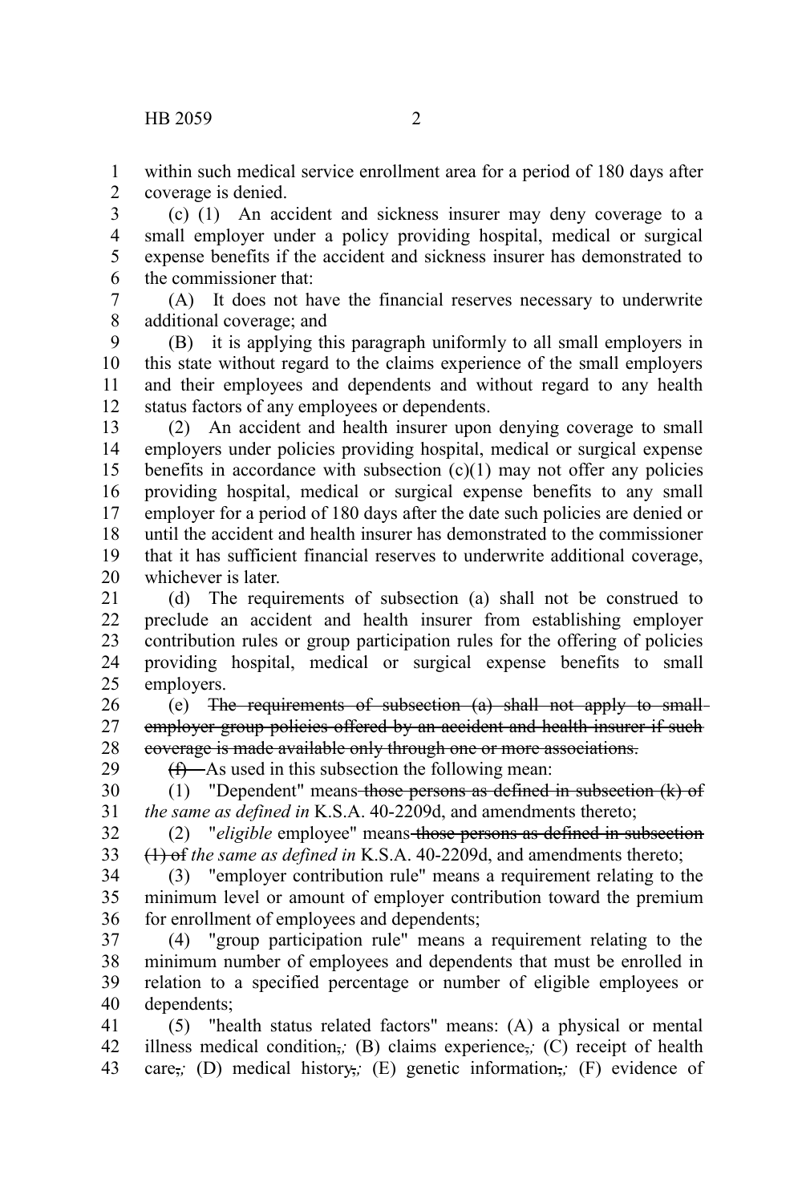within such medical service enrollment area for a period of 180 days after coverage is denied.

(c) (1) An accident and sickness insurer may deny coverage to a small employer under a policy providing hospital, medical or surgical expense benefits if the accident and sickness insurer has demonstrated to the commissioner that:

(A) It does not have the financial reserves necessary to underwrite additional coverage; and

(B) it is applying this paragraph uniformly to all small employers in this state without regard to the claims experience of the small employers and their employees and dependents and without regard to any health status factors of any employees or dependents.

(2) An accident and health insurer upon denying coverage to small employers under policies providing hospital, medical or surgical expense benefits in accordance with subsection (c)(1) may not offer any policies providing hospital, medical or surgical expense benefits to any small employer for a period of 180 days after the date such policies are denied or until the accident and health insurer has demonstrated to the commissioner that it has sufficient financial reserves to underwrite additional coverage, whichever is later.

(d) The requirements of subsection (a) shall not be construed to preclude an accident and health insurer from establishing employer contribution rules or group participation rules for the offering of policies providing hospital, medical or surgical expense benefits to small employers.

(e) ~~The requirements of subsection (a) shall not apply to small employer group policies offered by an accident and health insurer if such coverage is made available only through one or more associations.~~

~~(f)~~ As used in this subsection the following mean:

(1) "Dependent" means ~~those persons as defined in subsection (k) of~~ *the same as defined in* K.S.A. 40-2209d, and amendments thereto;

(2) "*eligible* employee" means ~~those persons as defined in subsection (l) of~~ *the same as defined in* K.S.A. 40-2209d, and amendments thereto;

(3) "employer contribution rule" means a requirement relating to the minimum level or amount of employer contribution toward the premium for enrollment of employees and dependents;

(4) "group participation rule" means a requirement relating to the minimum number of employees and dependents that must be enrolled in relation to a specified percentage or number of eligible employees or dependents;

(5) "health status related factors" means: (A) a physical or mental illness medical condition~~,~~*;* (B) claims experience~~,~~*;* (C) receipt of health care~~,~~*;* (D) medical history~~,~~*;* (E) genetic information~~,~~*;* (F) evidence of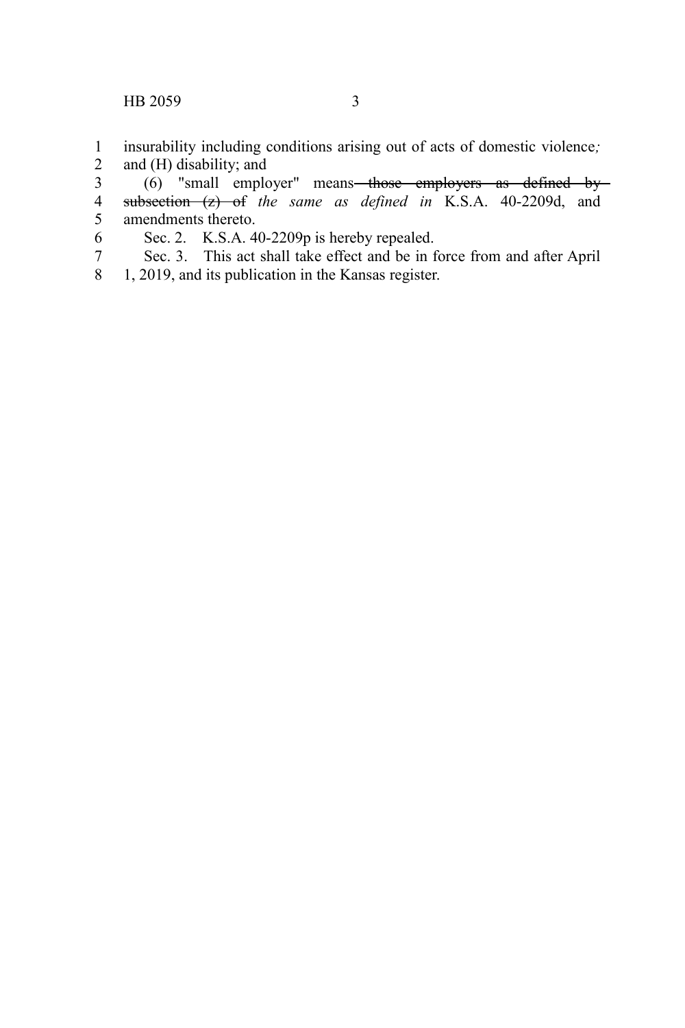insurability including conditions arising out of acts of domestic violence*;* and (H) disability; and

(6) "small employer" means ~~those employers as defined by subsection (z) of~~ *the same as defined in* K.S.A. 40-2209d, and amendments thereto.

Sec. 2. K.S.A. 40-2209p is hereby repealed.

Sec. 3. This act shall take effect and be in force from and after April 1, 2019, and its publication in the Kansas register.